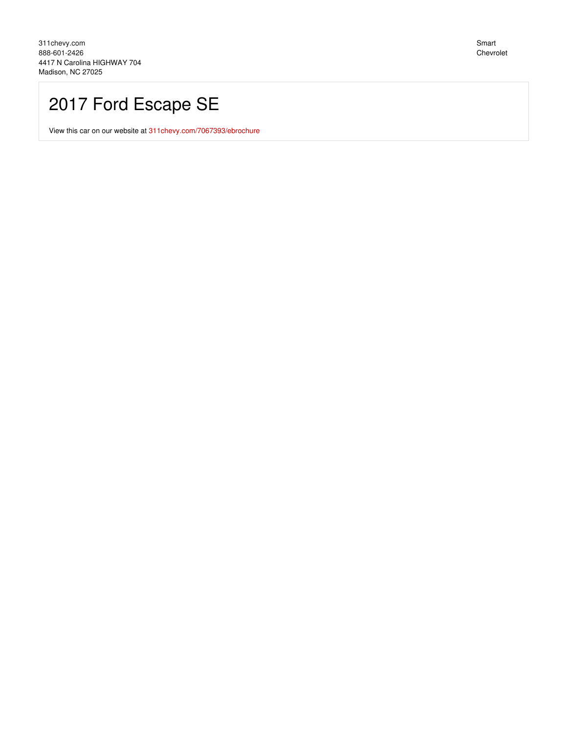311chevy.com
888-601-2426
4417 N Carolina HIGHWAY 704
Madison, NC 27025

Smart Chevrolet

# 2017 Ford Escape SE

View this car on our website at 311chevy.com/7067393/ebrochure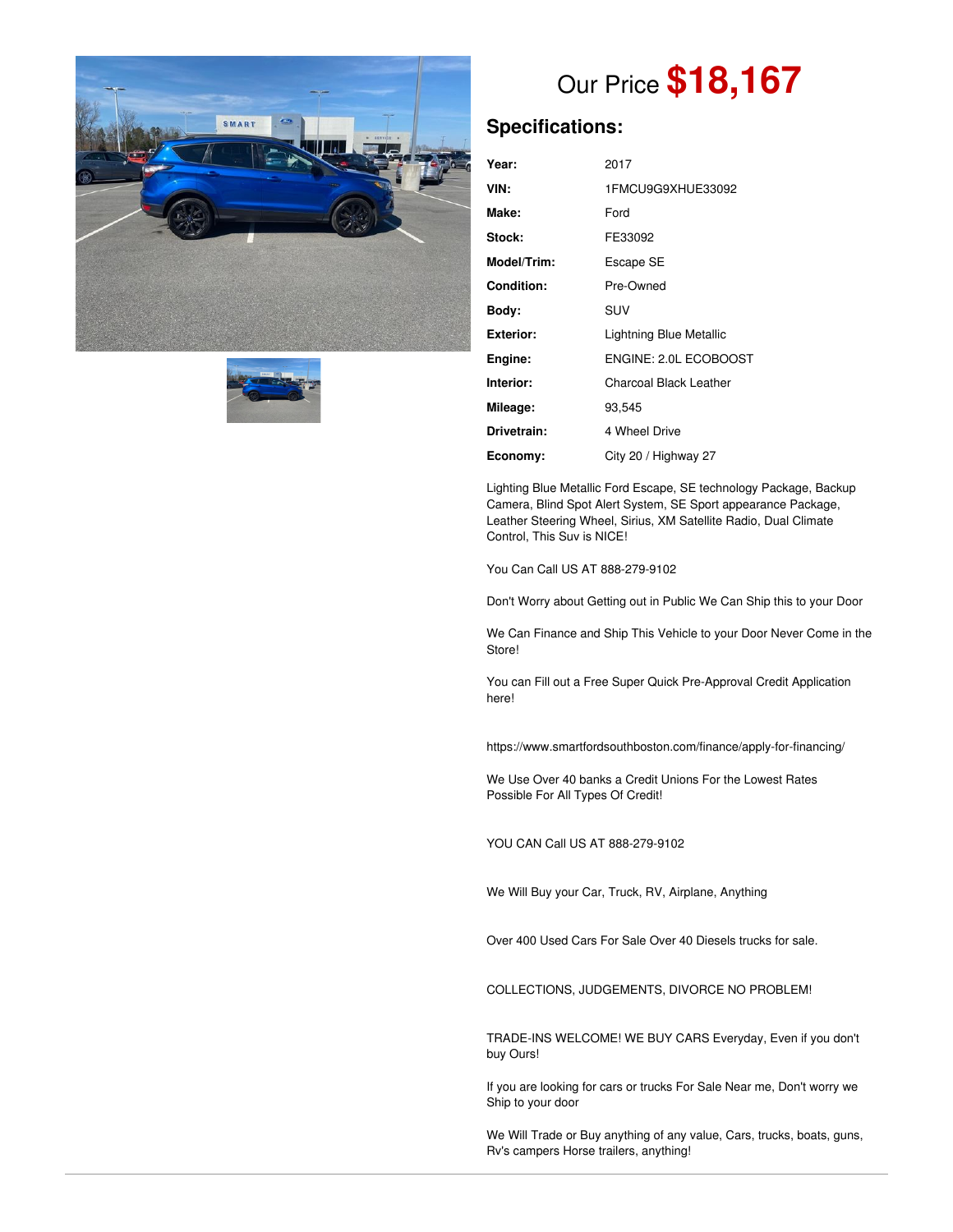# Our Price **$18,167**

## Specifications:

| | |
|---|---|
| **Year:** | 2017 |
| **VIN:** | 1FMCU9G9XHUE33092 |
| **Make:** | Ford |
| **Stock:** | FE33092 |
| **Model/Trim:** | Escape SE |
| **Condition:** | Pre-Owned |
| **Body:** | SUV |
| **Exterior:** | Lightning Blue Metallic |
| **Engine:** | ENGINE: 2.0L ECOBOOST |
| **Interior:** | Charcoal Black Leather |
| **Mileage:** | 93,545 |
| **Drivetrain:** | 4 Wheel Drive |
| **Economy:** | City 20 / Highway 27 |

Lighting Blue Metallic Ford Escape, SE technology Package, Backup Camera, Blind Spot Alert System, SE Sport appearance Package, Leather Steering Wheel, Sirius, XM Satellite Radio, Dual Climate Control, This Suv is NICE!

You Can Call US AT 888-279-9102

Don't Worry about Getting out in Public We Can Ship this to your Door

We Can Finance and Ship This Vehicle to your Door Never Come in the Store!

You can Fill out a Free Super Quick Pre-Approval Credit Application here!

https://www.smartfordsouthboston.com/finance/apply-for-financing/

We Use Over 40 banks a Credit Unions For the Lowest Rates Possible For All Types Of Credit!

YOU CAN Call US AT 888-279-9102

We Will Buy your Car, Truck, RV, Airplane, Anything

Over 400 Used Cars For Sale Over 40 Diesels trucks for sale.

COLLECTIONS, JUDGEMENTS, DIVORCE NO PROBLEM!

TRADE-INS WELCOME! WE BUY CARS Everyday, Even if you don't buy Ours!

If you are looking for cars or trucks For Sale Near me, Don't worry we Ship to your door

We Will Trade or Buy anything of any value, Cars, trucks, boats, guns, Rv's campers Horse trailers, anything!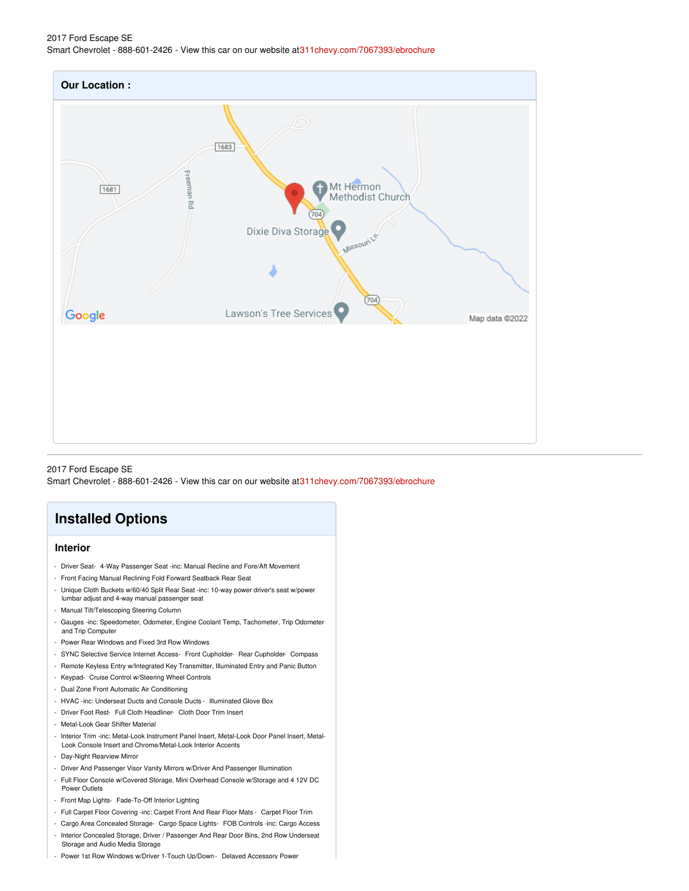2017 Ford Escape SE
Smart Chevrolet - 888-601-2426 - View this car on our website at 311chevy.com/7067393/ebrochure

## Our Location :

2017 Ford Escape SE
Smart Chevrolet - 888-601-2426 - View this car on our website at 311chevy.com/7067393/ebrochure

# Installed Options

## Interior

- Driver Seat- 4-Way Passenger Seat -inc: Manual Recline and Fore/Aft Movement
- Front Facing Manual Reclining Fold Forward Seatback Rear Seat
- Unique Cloth Buckets w/60/40 Split Rear Seat -inc: 10-way power driver's seat w/power lumbar adjust and 4-way manual passenger seat
- Manual Tilt/Telescoping Steering Column
- Gauges -inc: Speedometer, Odometer, Engine Coolant Temp, Tachometer, Trip Odometer and Trip Computer
- Power Rear Windows and Fixed 3rd Row Windows
- SYNC Selective Service Internet Access- Front Cupholder- Rear Cupholder- Compass
- Remote Keyless Entry w/Integrated Key Transmitter, Illuminated Entry and Panic Button
- Keypad- Cruise Control w/Steering Wheel Controls
- Dual Zone Front Automatic Air Conditioning
- HVAC -inc: Underseat Ducts and Console Ducts - Illuminated Glove Box
- Driver Foot Rest- Full Cloth Headliner- Cloth Door Trim Insert
- Metal-Look Gear Shifter Material
- Interior Trim -inc: Metal-Look Instrument Panel Insert, Metal-Look Door Panel Insert, Metal-Look Console Insert and Chrome/Metal-Look Interior Accents
- Day-Night Rearview Mirror
- Driver And Passenger Visor Vanity Mirrors w/Driver And Passenger Illumination
- Full Floor Console w/Covered Storage, Mini Overhead Console w/Storage and 4 12V DC Power Outlets
- Front Map Lights- Fade-To-Off Interior Lighting
- Full Carpet Floor Covering -inc: Carpet Front And Rear Floor Mats - Carpet Floor Trim
- Cargo Area Concealed Storage- Cargo Space Lights- FOB Controls -inc: Cargo Access
- Interior Concealed Storage, Driver / Passenger And Rear Door Bins, 2nd Row Underseat Storage and Audio Media Storage
- Power 1st Row Windows w/Driver 1-Touch Up/Down - Delayed Accessory Power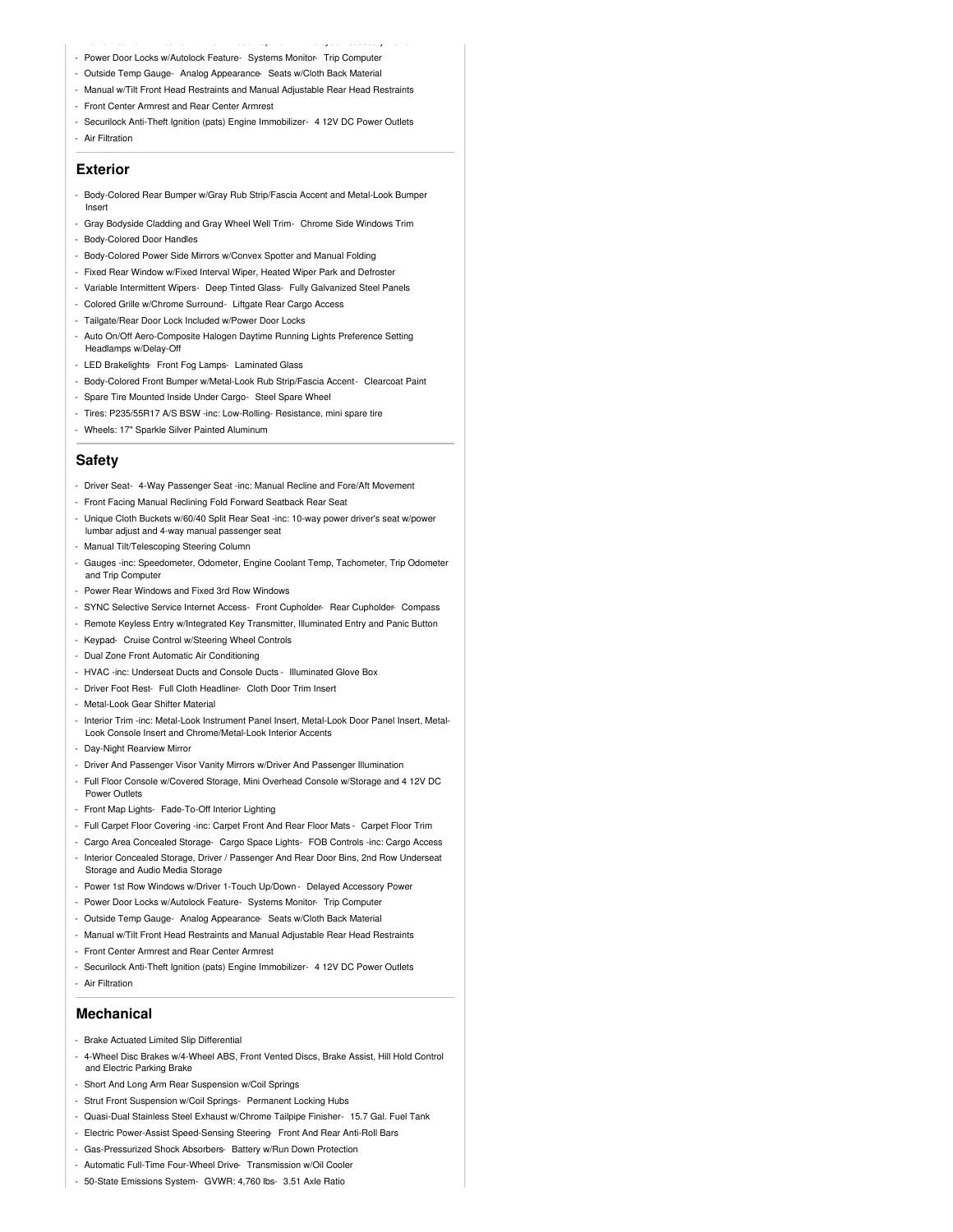- Power Door Locks w/Autolock Feature- Systems Monitor- Trip Computer
- Outside Temp Gauge- Analog Appearance- Seats w/Cloth Back Material
- Manual w/Tilt Front Head Restraints and Manual Adjustable Rear Head Restraints
- Front Center Armrest and Rear Center Armrest
- Securilock Anti-Theft Ignition (pats) Engine Immobilizer- 4 12V DC Power Outlets
- Air Filtration

## Exterior

- Body-Colored Rear Bumper w/Gray Rub Strip/Fascia Accent and Metal-Look Bumper Insert
- Gray Bodyside Cladding and Gray Wheel Well Trim- Chrome Side Windows Trim
- Body-Colored Door Handles
- Body-Colored Power Side Mirrors w/Convex Spotter and Manual Folding
- Fixed Rear Window w/Fixed Interval Wiper, Heated Wiper Park and Defroster
- Variable Intermittent Wipers- Deep Tinted Glass- Fully Galvanized Steel Panels
- Colored Grille w/Chrome Surround- Liftgate Rear Cargo Access
- Tailgate/Rear Door Lock Included w/Power Door Locks
- Auto On/Off Aero-Composite Halogen Daytime Running Lights Preference Setting Headlamps w/Delay-Off
- LED Brakelights- Front Fog Lamps- Laminated Glass
- Body-Colored Front Bumper w/Metal-Look Rub Strip/Fascia Accent- Clearcoat Paint
- Spare Tire Mounted Inside Under Cargo- Steel Spare Wheel
- Tires: P235/55R17 A/S BSW -inc: Low-Rolling- Resistance, mini spare tire
- Wheels: 17" Sparkle Silver Painted Aluminum

## Safety

- Driver Seat- 4-Way Passenger Seat -inc: Manual Recline and Fore/Aft Movement
- Front Facing Manual Reclining Fold Forward Seatback Rear Seat
- Unique Cloth Buckets w/60/40 Split Rear Seat -inc: 10-way power driver's seat w/power lumbar adjust and 4-way manual passenger seat
- Manual Tilt/Telescoping Steering Column
- Gauges -inc: Speedometer, Odometer, Engine Coolant Temp, Tachometer, Trip Odometer and Trip Computer
- Power Rear Windows and Fixed 3rd Row Windows
- SYNC Selective Service Internet Access- Front Cupholder- Rear Cupholder- Compass
- Remote Keyless Entry w/Integrated Key Transmitter, Illuminated Entry and Panic Button
- Keypad- Cruise Control w/Steering Wheel Controls
- Dual Zone Front Automatic Air Conditioning
- HVAC -inc: Underseat Ducts and Console Ducts - Illuminated Glove Box
- Driver Foot Rest- Full Cloth Headliner- Cloth Door Trim Insert
- Metal-Look Gear Shifter Material
- Interior Trim -inc: Metal-Look Instrument Panel Insert, Metal-Look Door Panel Insert, Metal-Look Console Insert and Chrome/Metal-Look Interior Accents
- Day-Night Rearview Mirror
- Driver And Passenger Visor Vanity Mirrors w/Driver And Passenger Illumination
- Full Floor Console w/Covered Storage, Mini Overhead Console w/Storage and 4 12V DC Power Outlets
- Front Map Lights- Fade-To-Off Interior Lighting
- Full Carpet Floor Covering -inc: Carpet Front And Rear Floor Mats - Carpet Floor Trim
- Cargo Area Concealed Storage- Cargo Space Lights- FOB Controls -inc: Cargo Access
- Interior Concealed Storage, Driver / Passenger And Rear Door Bins, 2nd Row Underseat Storage and Audio Media Storage
- Power 1st Row Windows w/Driver 1-Touch Up/Down - Delayed Accessory Power
- Power Door Locks w/Autolock Feature- Systems Monitor- Trip Computer
- Outside Temp Gauge- Analog Appearance- Seats w/Cloth Back Material
- Manual w/Tilt Front Head Restraints and Manual Adjustable Rear Head Restraints
- Front Center Armrest and Rear Center Armrest
- Securilock Anti-Theft Ignition (pats) Engine Immobilizer- 4 12V DC Power Outlets
- Air Filtration

## Mechanical

- Brake Actuated Limited Slip Differential
- 4-Wheel Disc Brakes w/4-Wheel ABS, Front Vented Discs, Brake Assist, Hill Hold Control and Electric Parking Brake
- Short And Long Arm Rear Suspension w/Coil Springs
- Strut Front Suspension w/Coil Springs- Permanent Locking Hubs
- Quasi-Dual Stainless Steel Exhaust w/Chrome Tailpipe Finisher- 15.7 Gal. Fuel Tank
- Electric Power-Assist Speed-Sensing Steering- Front And Rear Anti-Roll Bars
- Gas-Pressurized Shock Absorbers- Battery w/Run Down Protection
- Automatic Full-Time Four-Wheel Drive- Transmission w/Oil Cooler
- 50-State Emissions System- GVWR: 4,760 lbs- 3.51 Axle Ratio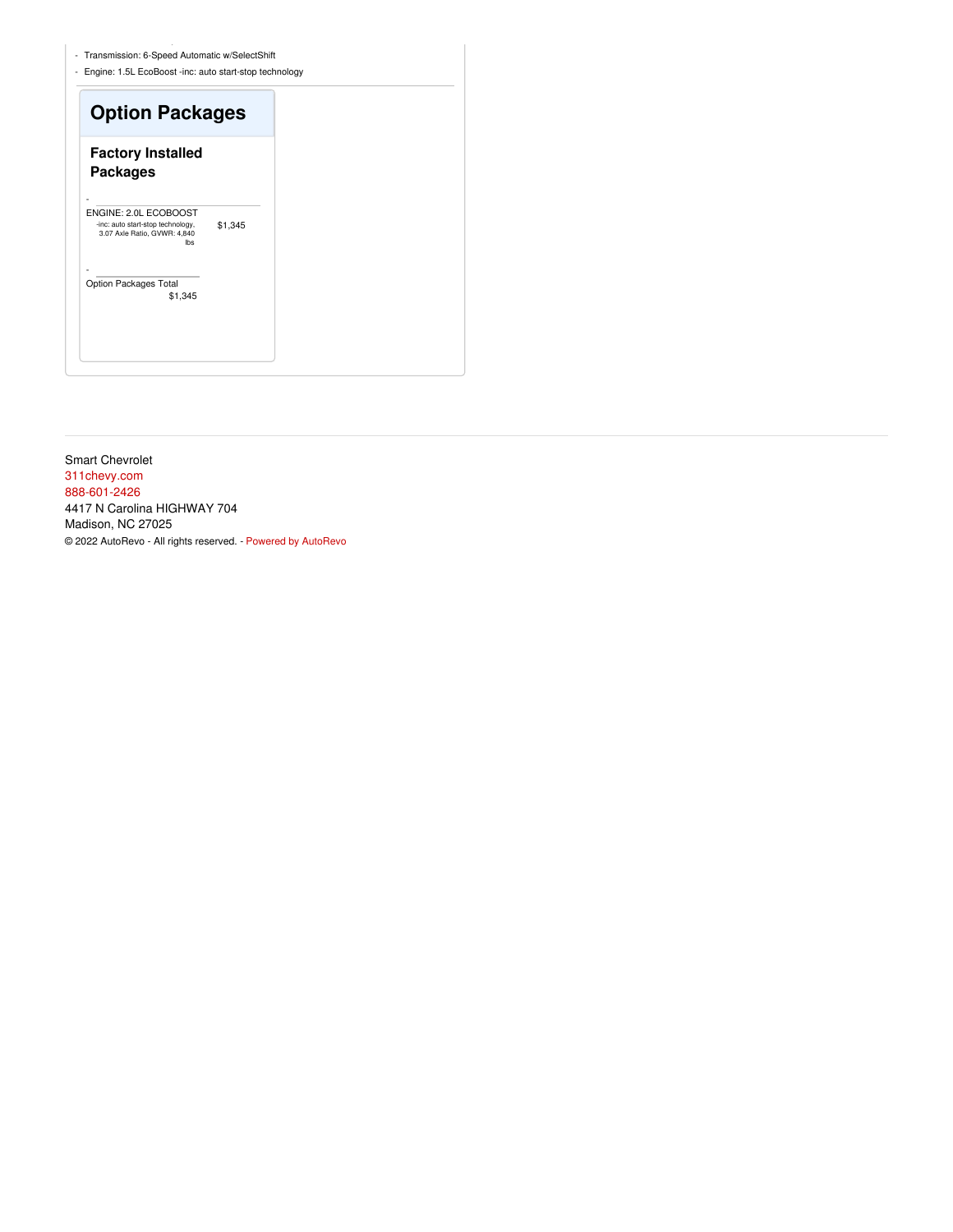- Transmission: 6-Speed Automatic w/SelectShift
- Engine: 1.5L EcoBoost -inc: auto start-stop technology

## Option Packages

### Factory Installed Packages

| | |
|---|---|
| ENGINE: 2.0L ECOBOOST<br>-inc: auto start-stop technology, 3.07 Axle Ratio, GVWR: 4,840 lbs | $1,345 |

Option Packages Total
$1,345

Smart Chevrolet
311chevy.com
888-601-2426
4417 N Carolina HIGHWAY 704
Madison, NC 27025
© 2022 AutoRevo - All rights reserved. - Powered by AutoRevo